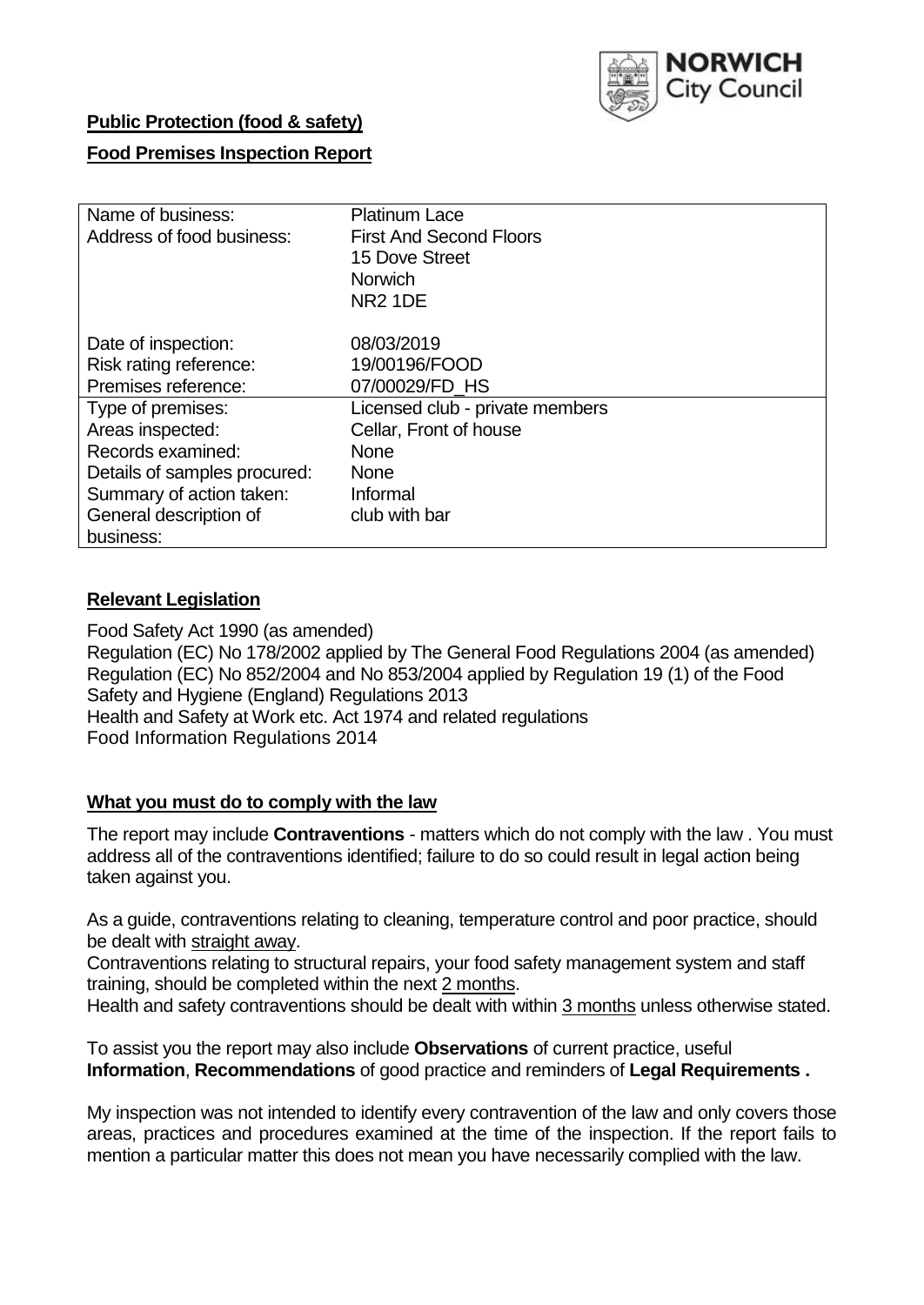**Public Protection (food & safety)**

**Food Premises Inspection Report**

| | |
|---|---|
| Name of business: | Platinum Lace |
| Address of food business: | First And Second Floors<br>15 Dove Street<br>Norwich<br>NR2 1DE |
| Date of inspection: | 08/03/2019 |
| Risk rating reference: | 19/00196/FOOD |
| Premises reference: | 07/00029/FD_HS |
| Type of premises: | Licensed club - private members |
| Areas inspected: | Cellar, Front of house |
| Records examined: | None |
| Details of samples procured: | None |
| Summary of action taken: | Informal |
| General description of business: | club with bar |

## **Relevant Legislation**

Food Safety Act 1990 (as amended)
Regulation (EC) No 178/2002 applied by The General Food Regulations 2004 (as amended)
Regulation (EC) No 852/2004 and No 853/2004 applied by Regulation 19 (1) of the Food Safety and Hygiene (England) Regulations 2013
Health and Safety at Work etc. Act 1974 and related regulations
Food Information Regulations 2014

## **What you must do to comply with the law**

The report may include **Contraventions** - matters which do not comply with the law . You must address all of the contraventions identified; failure to do so could result in legal action being taken against you.

As a guide, contraventions relating to cleaning, temperature control and poor practice, should be dealt with straight away.
Contraventions relating to structural repairs, your food safety management system and staff training, should be completed within the next 2 months.
Health and safety contraventions should be dealt with within 3 months unless otherwise stated.

To assist you the report may also include **Observations** of current practice, useful **Information**, **Recommendations** of good practice and reminders of **Legal Requirements .**

My inspection was not intended to identify every contravention of the law and only covers those areas, practices and procedures examined at the time of the inspection. If the report fails to mention a particular matter this does not mean you have necessarily complied with the law.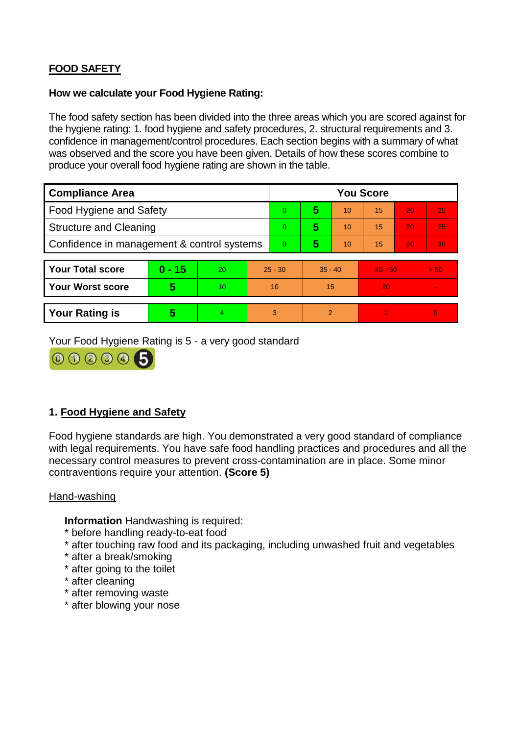## FOOD SAFETY

**How we calculate your Food Hygiene Rating:**

The food safety section has been divided into the three areas which you are scored against for the hygiene rating: 1. food hygiene and safety procedures, 2. structural requirements and 3. confidence in management/control procedures. Each section begins with a summary of what was observed and the score you have been given. Details of how these scores combine to produce your overall food hygiene rating are shown in the table.

| Compliance Area | You Score | | | | | |
|---|---|---|---|---|---|---|
| Food Hygiene and Safety | 0 | **5** | 10 | 15 | 20 | 25 |
| Structure and Cleaning | 0 | **5** | 10 | 15 | 20 | 25 |
| Confidence in management & control systems | 0 | **5** | 10 | 15 | 20 | 30 |

| | | | | | | |
|---|---|---|---|---|---|---|
| **Your Total score** | **0 - 15** | 20 | 25 - 30 | 35 - 40 | 45 - 50 | > 50 |
| **Your Worst score** | **5** | 10 | 10 | 15 | 20 | - |
| **Your Rating is** | **5** | 4 | 3 | 2 | 1 | 0 |

Your Food Hygiene Rating is 5 - a very good standard

### 1. Food Hygiene and Safety

Food hygiene standards are high. You demonstrated a very good standard of compliance with legal requirements. You have safe food handling practices and procedures and all the necessary control measures to prevent cross-contamination are in place. Some minor contraventions require your attention. **(Score 5)**

Hand-washing

**Information** Handwashing is required:
* before handling ready-to-eat food
* after touching raw food and its packaging, including unwashed fruit and vegetables
* after a break/smoking
* after going to the toilet
* after cleaning
* after removing waste
* after blowing your nose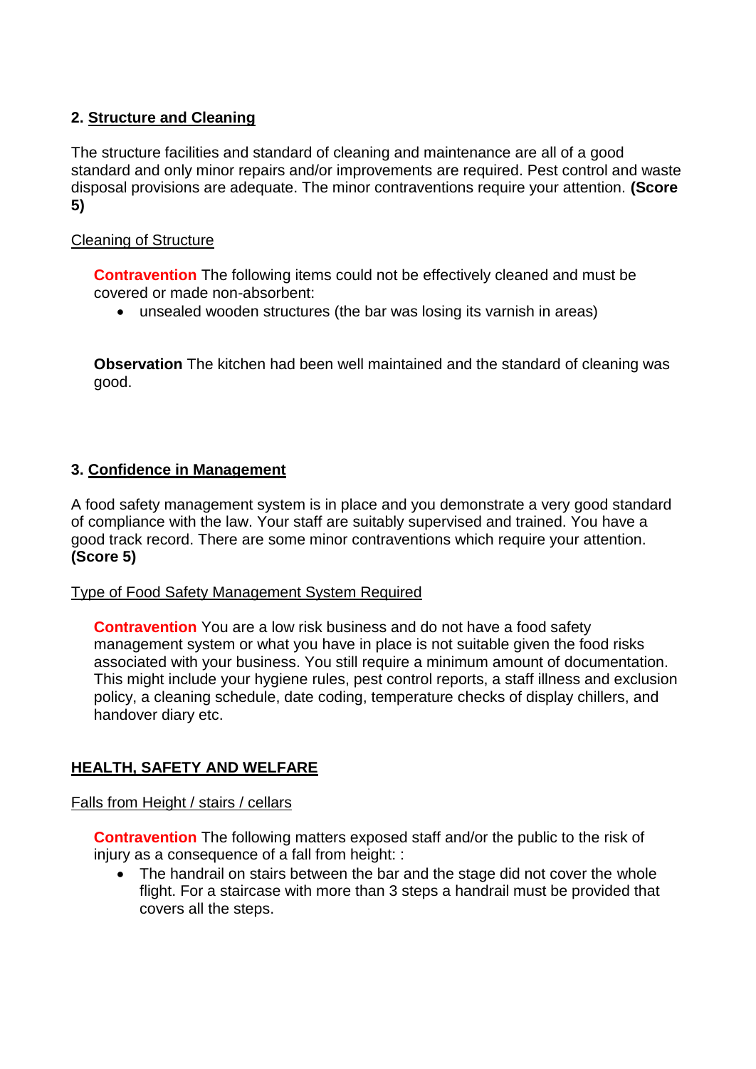## 2. Structure and Cleaning

The structure facilities and standard of cleaning and maintenance are all of a good standard and only minor repairs and/or improvements are required. Pest control and waste disposal provisions are adequate. The minor contraventions require your attention. **(Score 5)**

Cleaning of Structure

**Contravention** The following items could not be effectively cleaned and must be covered or made non-absorbent:

- unsealed wooden structures (the bar was losing its varnish in areas)

**Observation** The kitchen had been well maintained and the standard of cleaning was good.

## 3. Confidence in Management

A food safety management system is in place and you demonstrate a very good standard of compliance with the law. Your staff are suitably supervised and trained. You have a good track record. There are some minor contraventions which require your attention. **(Score 5)**

Type of Food Safety Management System Required

**Contravention** You are a low risk business and do not have a food safety management system or what you have in place is not suitable given the food risks associated with your business. You still require a minimum amount of documentation. This might include your hygiene rules, pest control reports, a staff illness and exclusion policy, a cleaning schedule, date coding, temperature checks of display chillers, and handover diary etc.

## HEALTH, SAFETY AND WELFARE

Falls from Height / stairs / cellars

**Contravention** The following matters exposed staff and/or the public to the risk of injury as a consequence of a fall from height: :

- The handrail on stairs between the bar and the stage did not cover the whole flight. For a staircase with more than 3 steps a handrail must be provided that covers all the steps.